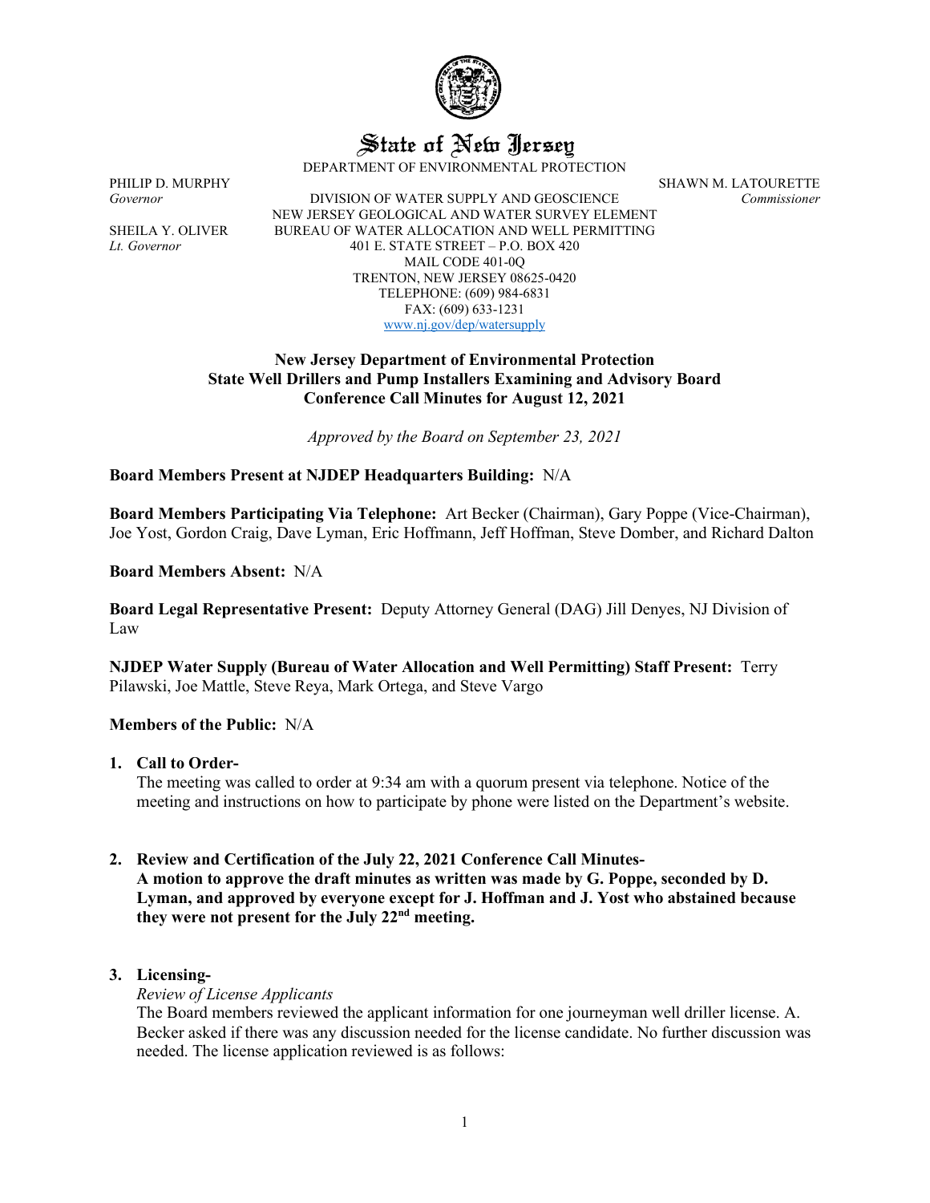# State of New Jersey

DEPARTMENT OF ENVIRONMENTAL PROTECTION

PHILIP D. MURPHY
*Governor*

SHEILA Y. OLIVER
*Lt. Governor*

DIVISION OF WATER SUPPLY AND GEOSCIENCE
NEW JERSEY GEOLOGICAL AND WATER SURVEY ELEMENT
BUREAU OF WATER ALLOCATION AND WELL PERMITTING
401 E. STATE STREET – P.O. BOX 420
MAIL CODE 401-0Q
TRENTON, NEW JERSEY 08625-0420
TELEPHONE: (609) 984-6831
FAX: (609) 633-1231
www.nj.gov/dep/watersupply

SHAWN M. LATOURETTE
*Commissioner*

**New Jersey Department of Environmental Protection**
**State Well Drillers and Pump Installers Examining and Advisory Board**
**Conference Call Minutes for August 12, 2021**

*Approved by the Board on September 23, 2021*

**Board Members Present at NJDEP Headquarters Building:** N/A

**Board Members Participating Via Telephone:** Art Becker (Chairman), Gary Poppe (Vice-Chairman), Joe Yost, Gordon Craig, Dave Lyman, Eric Hoffmann, Jeff Hoffman, Steve Domber, and Richard Dalton

**Board Members Absent:** N/A

**Board Legal Representative Present:** Deputy Attorney General (DAG) Jill Denyes, NJ Division of Law

**NJDEP Water Supply (Bureau of Water Allocation and Well Permitting) Staff Present:** Terry Pilawski, Joe Mattle, Steve Reya, Mark Ortega, and Steve Vargo

**Members of the Public:** N/A

1. **Call to Order-**
   The meeting was called to order at 9:34 am with a quorum present via telephone. Notice of the meeting and instructions on how to participate by phone were listed on the Department's website.

2. **Review and Certification of the July 22, 2021 Conference Call Minutes-**
   **A motion to approve the draft minutes as written was made by G. Poppe, seconded by D. Lyman, and approved by everyone except for J. Hoffman and J. Yost who abstained because they were not present for the July 22nd meeting.**

3. **Licensing-**
   *Review of License Applicants*
   The Board members reviewed the applicant information for one journeyman well driller license. A. Becker asked if there was any discussion needed for the license candidate. No further discussion was needed. The license application reviewed is as follows: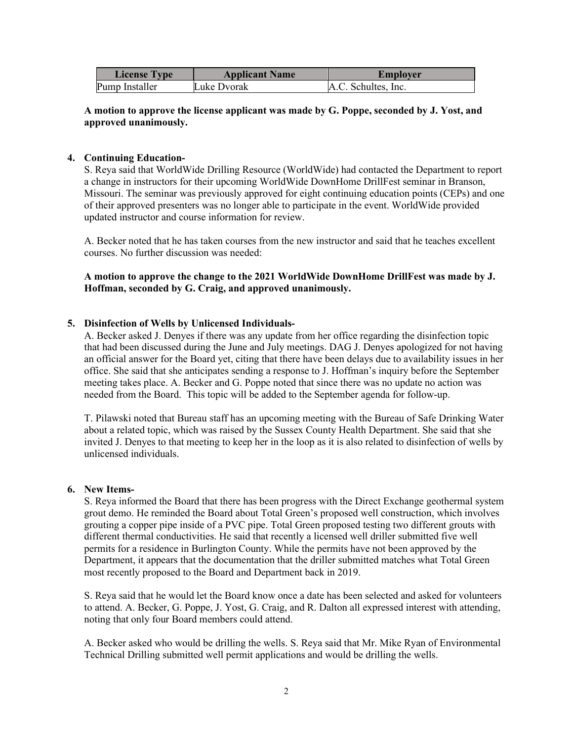| License Type | Applicant Name | Employer |
| --- | --- | --- |
| Pump Installer | Luke Dvorak | A.C. Schultes, Inc. |

**A motion to approve the license applicant was made by G. Poppe, seconded by J. Yost, and approved unanimously.**

4. **Continuing Education-**

S. Reya said that WorldWide Drilling Resource (WorldWide) had contacted the Department to report a change in instructors for their upcoming WorldWide DownHome DrillFest seminar in Branson, Missouri. The seminar was previously approved for eight continuing education points (CEPs) and one of their approved presenters was no longer able to participate in the event. WorldWide provided updated instructor and course information for review.

A. Becker noted that he has taken courses from the new instructor and said that he teaches excellent courses. No further discussion was needed:

**A motion to approve the change to the 2021 WorldWide DownHome DrillFest was made by J. Hoffman, seconded by G. Craig, and approved unanimously.**

5. **Disinfection of Wells by Unlicensed Individuals-**

A. Becker asked J. Denyes if there was any update from her office regarding the disinfection topic that had been discussed during the June and July meetings. DAG J. Denyes apologized for not having an official answer for the Board yet, citing that there have been delays due to availability issues in her office. She said that she anticipates sending a response to J. Hoffman's inquiry before the September meeting takes place. A. Becker and G. Poppe noted that since there was no update no action was needed from the Board. This topic will be added to the September agenda for follow-up.

T. Pilawski noted that Bureau staff has an upcoming meeting with the Bureau of Safe Drinking Water about a related topic, which was raised by the Sussex County Health Department. She said that she invited J. Denyes to that meeting to keep her in the loop as it is also related to disinfection of wells by unlicensed individuals.

6. **New Items-**

S. Reya informed the Board that there has been progress with the Direct Exchange geothermal system grout demo. He reminded the Board about Total Green's proposed well construction, which involves grouting a copper pipe inside of a PVC pipe. Total Green proposed testing two different grouts with different thermal conductivities. He said that recently a licensed well driller submitted five well permits for a residence in Burlington County. While the permits have not been approved by the Department, it appears that the documentation that the driller submitted matches what Total Green most recently proposed to the Board and Department back in 2019.

S. Reya said that he would let the Board know once a date has been selected and asked for volunteers to attend. A. Becker, G. Poppe, J. Yost, G. Craig, and R. Dalton all expressed interest with attending, noting that only four Board members could attend.

A. Becker asked who would be drilling the wells. S. Reya said that Mr. Mike Ryan of Environmental Technical Drilling submitted well permit applications and would be drilling the wells.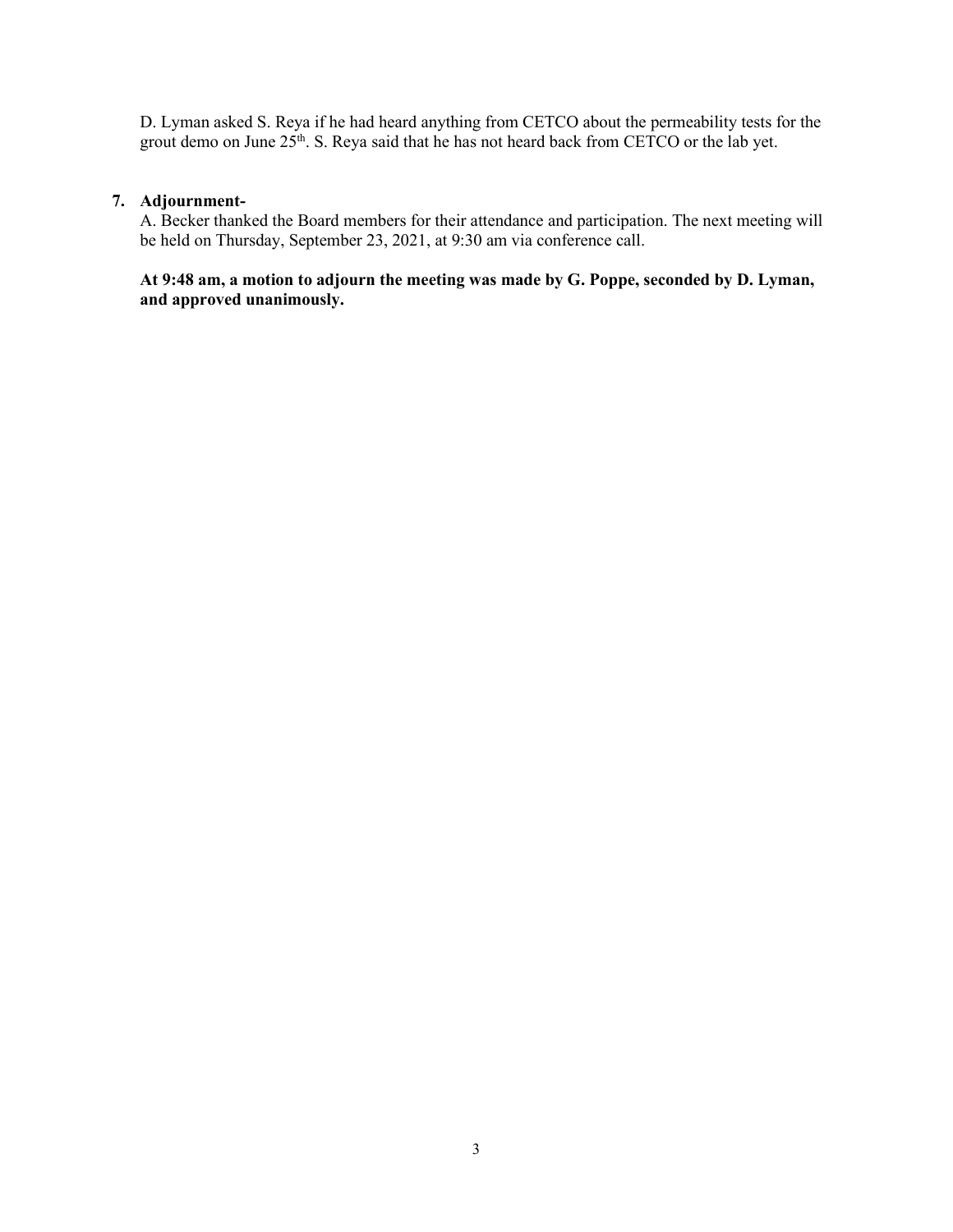D. Lyman asked S. Reya if he had heard anything from CETCO about the permeability tests for the grout demo on June 25th. S. Reya said that he has not heard back from CETCO or the lab yet.

7. **Adjournment-**

A. Becker thanked the Board members for their attendance and participation. The next meeting will be held on Thursday, September 23, 2021, at 9:30 am via conference call.

**At 9:48 am, a motion to adjourn the meeting was made by G. Poppe, seconded by D. Lyman, and approved unanimously.**